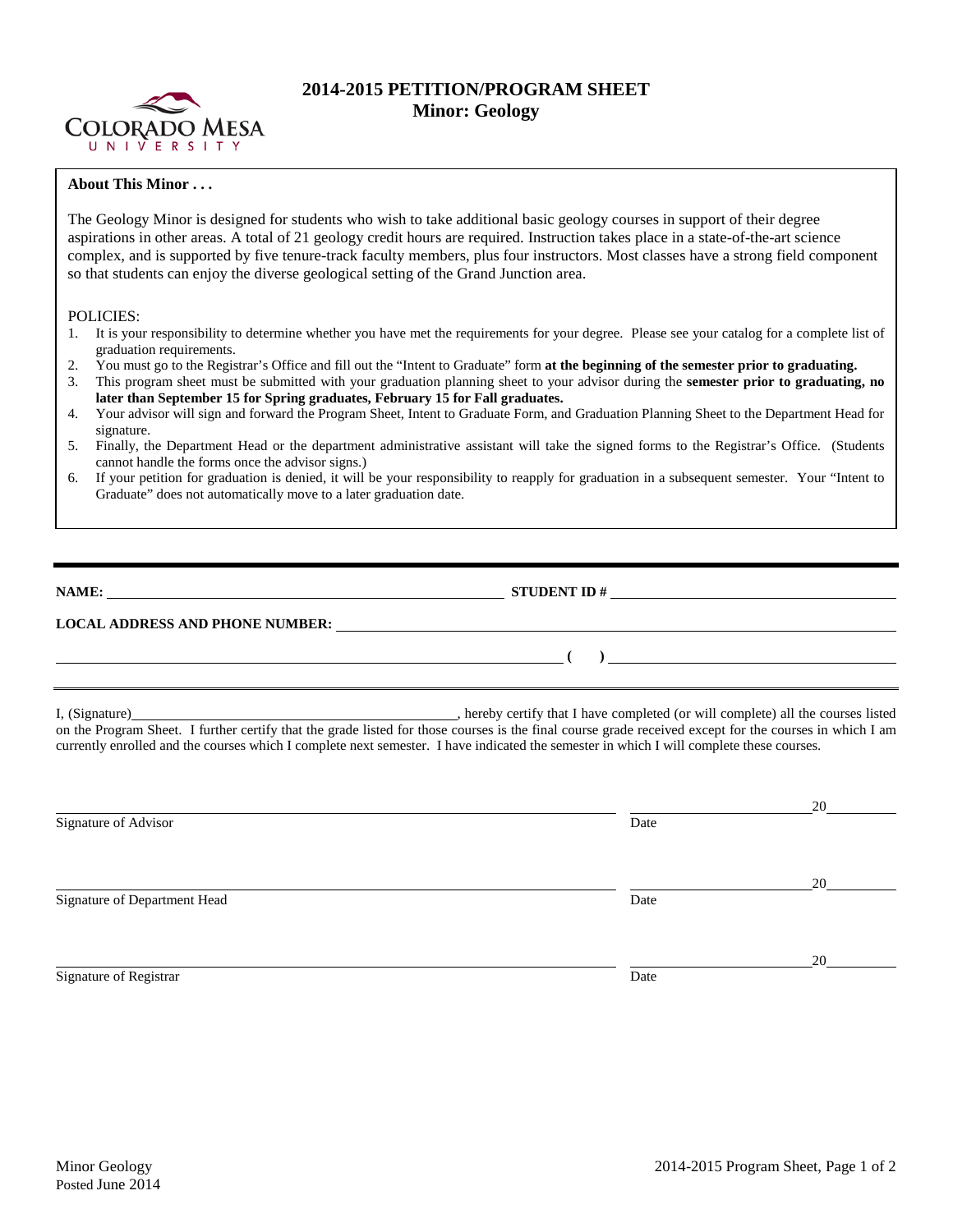# 2014-2015 PETITION/PROGRAM SHEET
## Minor: Geology

**About This Minor . . .**

The Geology Minor is designed for students who wish to take additional basic geology courses in support of their degree aspirations in other areas. A total of 21 geology credit hours are required. Instruction takes place in a state-of-the-art science complex, and is supported by five tenure-track faculty members, plus four instructors. Most classes have a strong field component so that students can enjoy the diverse geological setting of the Grand Junction area.

POLICIES:

1. It is your responsibility to determine whether you have met the requirements for your degree. Please see your catalog for a complete list of graduation requirements.
2. You must go to the Registrar's Office and fill out the "Intent to Graduate" form **at the beginning of the semester prior to graduating.**
3. This program sheet must be submitted with your graduation planning sheet to your advisor during the **semester prior to graduating, no later than September 15 for Spring graduates, February 15 for Fall graduates.**
4. Your advisor will sign and forward the Program Sheet, Intent to Graduate Form, and Graduation Planning Sheet to the Department Head for signature.
5. Finally, the Department Head or the department administrative assistant will take the signed forms to the Registrar's Office. (Students cannot handle the forms once the advisor signs.)
6. If your petition for graduation is denied, it will be your responsibility to reapply for graduation in a subsequent semester. Your "Intent to Graduate" does not automatically move to a later graduation date.

---

**NAME:** ______________________ **STUDENT ID #** ______________________

**LOCAL ADDRESS AND PHONE NUMBER:** ______________________

______________________ **( )** ______________________

I, (Signature)______________________, hereby certify that I have completed (or will complete) all the courses listed on the Program Sheet. I further certify that the grade listed for those courses is the final course grade received except for the courses in which I am currently enrolled and the courses which I complete next semester. I have indicated the semester in which I will complete these courses.

______________________ ______________________20______
Signature of Advisor Date

______________________ ______________________20______
Signature of Department Head Date

______________________ ______________________20______
Signature of Registrar Date

Minor Geology
Posted June 2014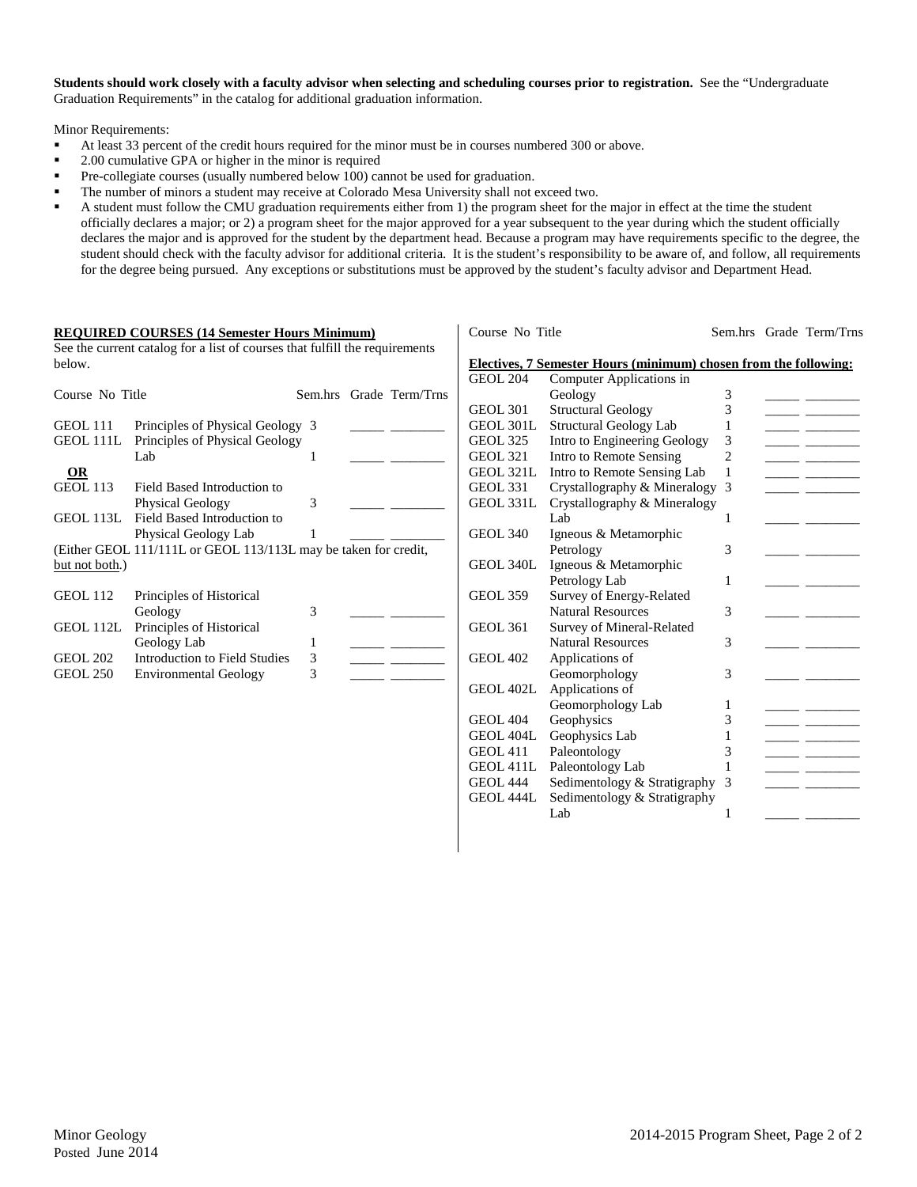**Students should work closely with a faculty advisor when selecting and scheduling courses prior to registration.** See the "Undergraduate Graduation Requirements" in the catalog for additional graduation information.

Minor Requirements:

- At least 33 percent of the credit hours required for the minor must be in courses numbered 300 or above.
- 2.00 cumulative GPA or higher in the minor is required
- Pre-collegiate courses (usually numbered below 100) cannot be used for graduation.
- The number of minors a student may receive at Colorado Mesa University shall not exceed two.
- A student must follow the CMU graduation requirements either from 1) the program sheet for the major in effect at the time the student officially declares a major; or 2) a program sheet for the major approved for a year subsequent to the year during which the student officially declares the major and is approved for the student by the department head. Because a program may have requirements specific to the degree, the student should check with the faculty advisor for additional criteria. It is the student's responsibility to be aware of, and follow, all requirements for the degree being pursued. Any exceptions or substitutions must be approved by the student's faculty advisor and Department Head.

**REQUIRED COURSES (14 Semester Hours Minimum)**

See the current catalog for a list of courses that fulfill the requirements below.

| Course No | Title | Sem.hrs | Grade | Term/Trns |
|---|---|---|---|---|
| GEOL 111 | Principles of Physical Geology | 3 | _____ | ________ |
| GEOL 111L | Principles of Physical Geology Lab | 1 | _____ | ________ |
| **OR** | | | | |
| GEOL 113 | Field Based Introduction to Physical Geology | 3 | _____ | ________ |
| GEOL 113L | Field Based Introduction to Physical Geology Lab | 1 | _____ | ________ |

(Either GEOL 111/111L or GEOL 113/113L may be taken for credit, but not both.)

| Course No | Title | Sem.hrs | Grade | Term/Trns |
|---|---|---|---|---|
| GEOL 112 | Principles of Historical Geology | 3 | _____ | ________ |
| GEOL 112L | Principles of Historical Geology Lab | 1 | _____ | ________ |
| GEOL 202 | Introduction to Field Studies | 3 | _____ | ________ |
| GEOL 250 | Environmental Geology | 3 | _____ | ________ |

**Electives, 7 Semester Hours (minimum) chosen from the following:**

| Course No | Title | Sem.hrs | Grade | Term/Trns |
|---|---|---|---|---|
| GEOL 204 | Computer Applications in Geology | 3 | _____ | ________ |
| GEOL 301 | Structural Geology | 3 | _____ | ________ |
| GEOL 301L | Structural Geology Lab | 1 | _____ | ________ |
| GEOL 325 | Intro to Engineering Geology | 3 | _____ | ________ |
| GEOL 321 | Intro to Remote Sensing | 2 | _____ | ________ |
| GEOL 321L | Intro to Remote Sensing Lab | 1 | _____ | ________ |
| GEOL 331 | Crystallography & Mineralogy | 3 | _____ | ________ |
| GEOL 331L | Crystallography & Mineralogy Lab | 1 | _____ | ________ |
| GEOL 340 | Igneous & Metamorphic Petrology | 3 | _____ | ________ |
| GEOL 340L | Igneous & Metamorphic Petrology Lab | 1 | _____ | ________ |
| GEOL 359 | Survey of Energy-Related Natural Resources | 3 | _____ | ________ |
| GEOL 361 | Survey of Mineral-Related Natural Resources | 3 | _____ | ________ |
| GEOL 402 | Applications of Geomorphology | 3 | _____ | ________ |
| GEOL 402L | Applications of Geomorphology Lab | 1 | _____ | ________ |
| GEOL 404 | Geophysics | 3 | _____ | ________ |
| GEOL 404L | Geophysics Lab | 1 | _____ | ________ |
| GEOL 411 | Paleontology | 3 | _____ | ________ |
| GEOL 411L | Paleontology Lab | 1 | _____ | ________ |
| GEOL 444 | Sedimentology & Stratigraphy | 3 | _____ | ________ |
| GEOL 444L | Sedimentology & Stratigraphy Lab | 1 | _____ | ________ |

Minor Geology
Posted June 2014